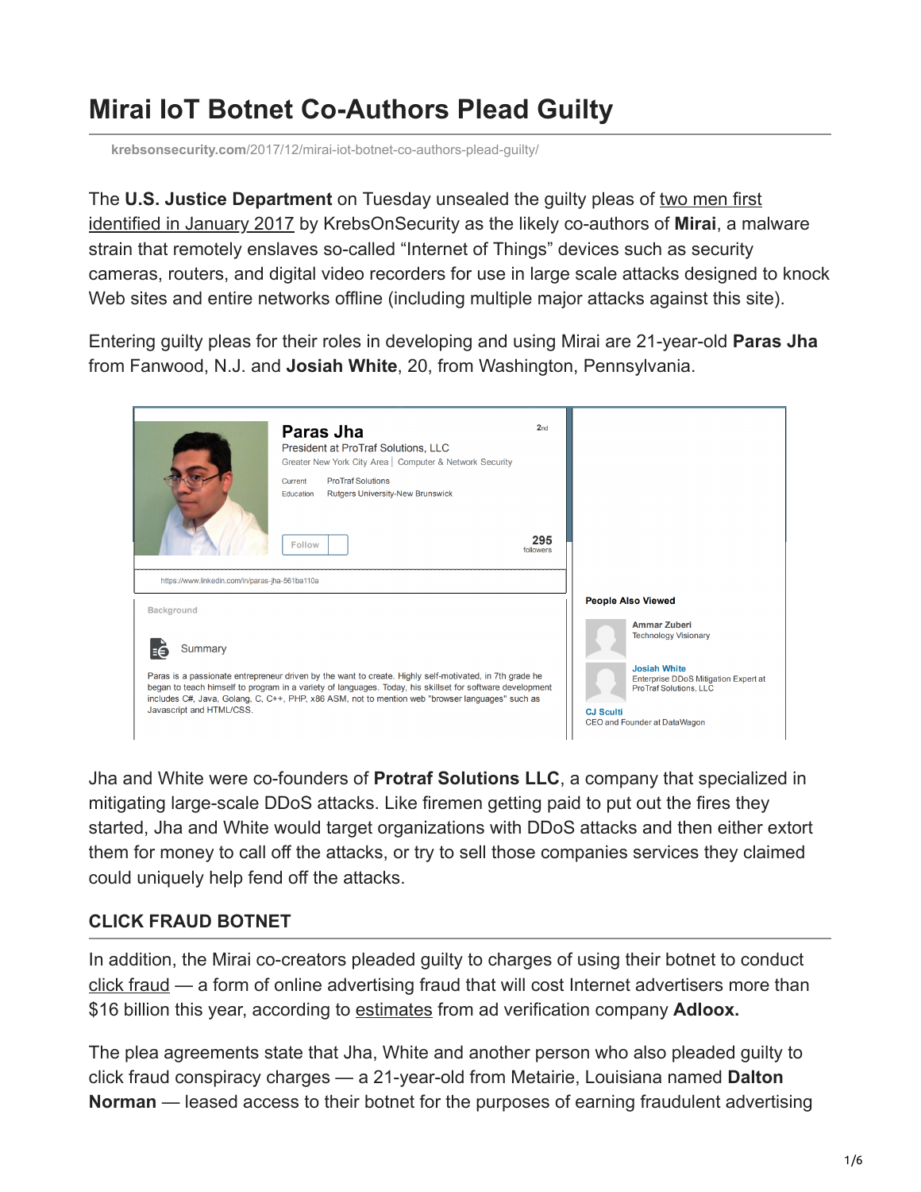# Mirai IoT Botnet Co-Authors Plead Guilty

krebsonsecurity.com/2017/12/mirai-iot-botnet-co-authors-plead-guilty/

The **U.S. Justice Department** on Tuesday unsealed the guilty pleas of two men first identified in January 2017 by KrebsOnSecurity as the likely co-authors of **Mirai**, a malware strain that remotely enslaves so-called "Internet of Things" devices such as security cameras, routers, and digital video recorders for use in large scale attacks designed to knock Web sites and entire networks offline (including multiple major attacks against this site).

Entering guilty pleas for their roles in developing and using Mirai are 21-year-old **Paras Jha** from Fanwood, N.J. and **Josiah White**, 20, from Washington, Pennsylvania.

Paras Jha
President at ProTraf Solutions, LLC
Greater New York City Area | Computer & Network Security
Current ProTraf Solutions
Education Rutgers University-New Brunswick
Follow
295 followers
https://www.linkedin.com/in/paras-jha-561ba110a

Background

Summary

Paras is a passionate entrepreneur driven by the want to create. Highly self-motivated, in 7th grade he began to teach himself to program in a variety of languages. Today, his skillset for software development includes C#, Java, Golang, C, C++, PHP, x86 ASM, not to mention web "browser languages" such as Javascript and HTML/CSS.

People Also Viewed
Ammar Zuberi — Technology Visionary
Josiah White — Enterprise DDoS Mitigation Expert at ProTraf Solutions, LLC
CJ Sculti — CEO and Founder at DataWagon

Jha and White were co-founders of **Protraf Solutions LLC**, a company that specialized in mitigating large-scale DDoS attacks. Like firemen getting paid to put out the fires they started, Jha and White would target organizations with DDoS attacks and then either extort them for money to call off the attacks, or try to sell those companies services they claimed could uniquely help fend off the attacks.

## CLICK FRAUD BOTNET

In addition, the Mirai co-creators pleaded guilty to charges of using their botnet to conduct click fraud — a form of online advertising fraud that will cost Internet advertisers more than $16 billion this year, according to estimates from ad verification company **Adloox.**

The plea agreements state that Jha, White and another person who also pleaded guilty to click fraud conspiracy charges — a 21-year-old from Metairie, Louisiana named **Dalton Norman** — leased access to their botnet for the purposes of earning fraudulent advertising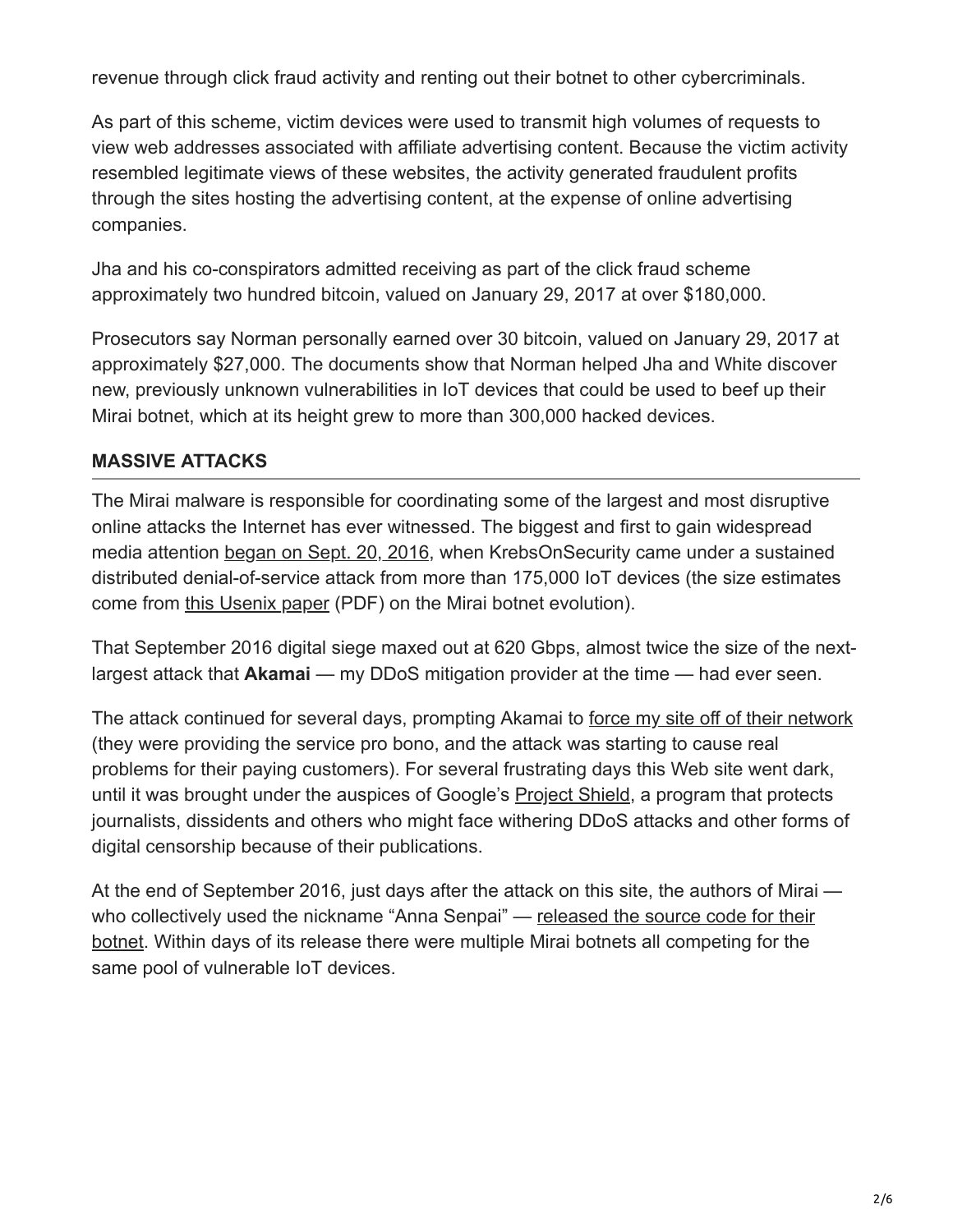revenue through click fraud activity and renting out their botnet to other cybercriminals.

As part of this scheme, victim devices were used to transmit high volumes of requests to view web addresses associated with affiliate advertising content. Because the victim activity resembled legitimate views of these websites, the activity generated fraudulent profits through the sites hosting the advertising content, at the expense of online advertising companies.

Jha and his co-conspirators admitted receiving as part of the click fraud scheme approximately two hundred bitcoin, valued on January 29, 2017 at over $180,000.

Prosecutors say Norman personally earned over 30 bitcoin, valued on January 29, 2017 at approximately $27,000. The documents show that Norman helped Jha and White discover new, previously unknown vulnerabilities in IoT devices that could be used to beef up their Mirai botnet, which at its height grew to more than 300,000 hacked devices.

## MASSIVE ATTACKS

The Mirai malware is responsible for coordinating some of the largest and most disruptive online attacks the Internet has ever witnessed. The biggest and first to gain widespread media attention began on Sept. 20, 2016, when KrebsOnSecurity came under a sustained distributed denial-of-service attack from more than 175,000 IoT devices (the size estimates come from this Usenix paper (PDF) on the Mirai botnet evolution).

That September 2016 digital siege maxed out at 620 Gbps, almost twice the size of the next-largest attack that **Akamai** — my DDoS mitigation provider at the time — had ever seen.

The attack continued for several days, prompting Akamai to force my site off of their network (they were providing the service pro bono, and the attack was starting to cause real problems for their paying customers). For several frustrating days this Web site went dark, until it was brought under the auspices of Google's Project Shield, a program that protects journalists, dissidents and others who might face withering DDoS attacks and other forms of digital censorship because of their publications.

At the end of September 2016, just days after the attack on this site, the authors of Mirai — who collectively used the nickname "Anna Senpai" — released the source code for their botnet. Within days of its release there were multiple Mirai botnets all competing for the same pool of vulnerable IoT devices.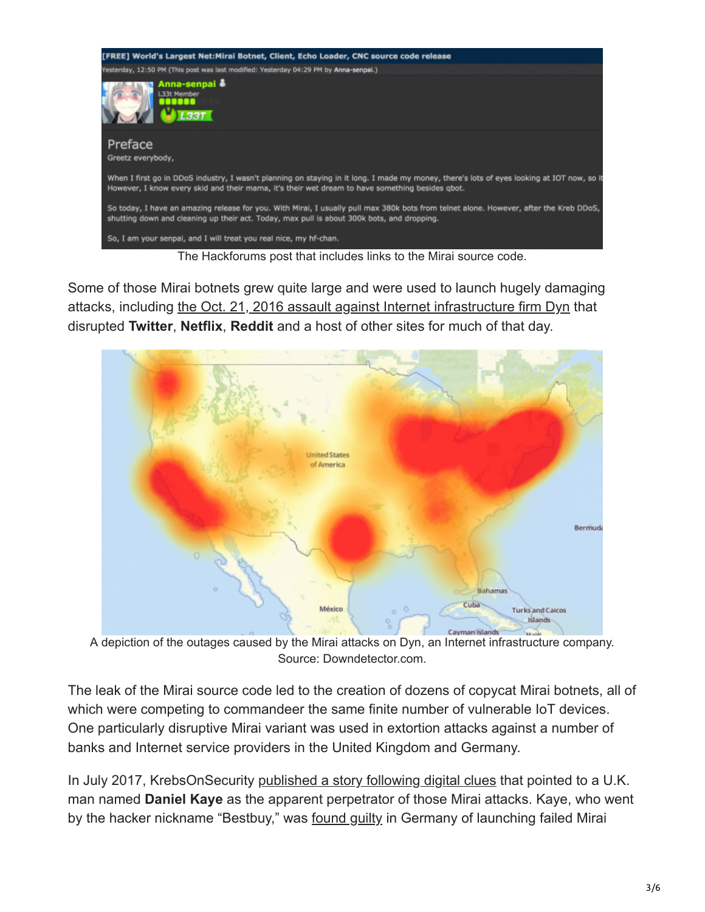The Hackforums post that includes links to the Mirai source code.

Some of those Mirai botnets grew quite large and were used to launch hugely damaging attacks, including the Oct. 21, 2016 assault against Internet infrastructure firm Dyn that disrupted **Twitter**, **Netflix**, **Reddit** and a host of other sites for much of that day.

A depiction of the outages caused by the Mirai attacks on Dyn, an Internet infrastructure company. Source: Downdetector.com.

The leak of the Mirai source code led to the creation of dozens of copycat Mirai botnets, all of which were competing to commandeer the same finite number of vulnerable IoT devices. One particularly disruptive Mirai variant was used in extortion attacks against a number of banks and Internet service providers in the United Kingdom and Germany.

In July 2017, KrebsOnSecurity published a story following digital clues that pointed to a U.K. man named **Daniel Kaye** as the apparent perpetrator of those Mirai attacks. Kaye, who went by the hacker nickname "Bestbuy," was found guilty in Germany of launching failed Mirai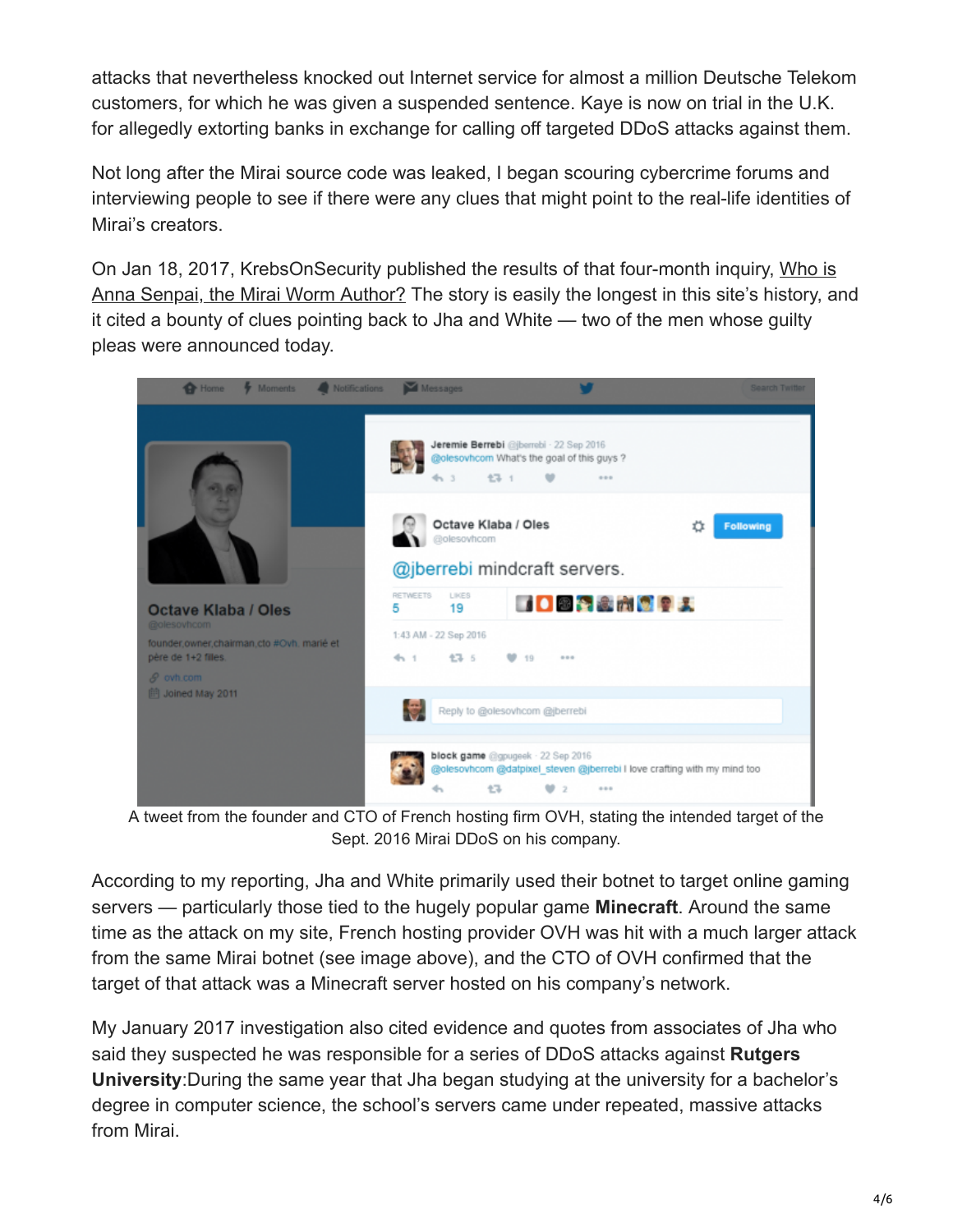attacks that nevertheless knocked out Internet service for almost a million Deutsche Telekom customers, for which he was given a suspended sentence. Kaye is now on trial in the U.K. for allegedly extorting banks in exchange for calling off targeted DDoS attacks against them.

Not long after the Mirai source code was leaked, I began scouring cybercrime forums and interviewing people to see if there were any clues that might point to the real-life identities of Mirai's creators.

On Jan 18, 2017, KrebsOnSecurity published the results of that four-month inquiry, Who is Anna Senpai, the Mirai Worm Author? The story is easily the longest in this site's history, and it cited a bounty of clues pointing back to Jha and White — two of the men whose guilty pleas were announced today.

A tweet from the founder and CTO of French hosting firm OVH, stating the intended target of the Sept. 2016 Mirai DDoS on his company.

According to my reporting, Jha and White primarily used their botnet to target online gaming servers — particularly those tied to the hugely popular game **Minecraft**. Around the same time as the attack on my site, French hosting provider OVH was hit with a much larger attack from the same Mirai botnet (see image above), and the CTO of OVH confirmed that the target of that attack was a Minecraft server hosted on his company's network.

My January 2017 investigation also cited evidence and quotes from associates of Jha who said they suspected he was responsible for a series of DDoS attacks against **Rutgers University**:During the same year that Jha began studying at the university for a bachelor's degree in computer science, the school's servers came under repeated, massive attacks from Mirai.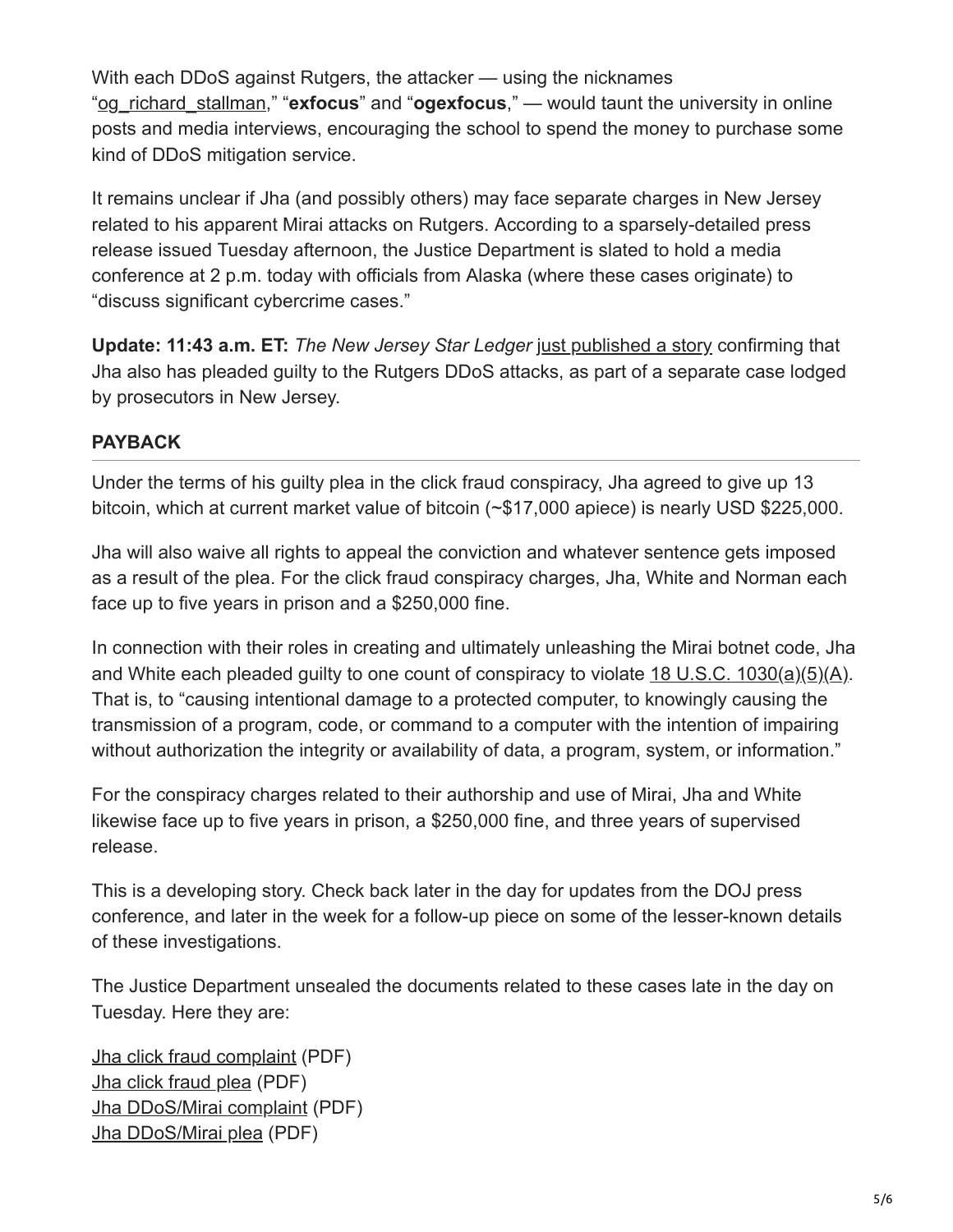With each DDoS against Rutgers, the attacker — using the nicknames "og_richard_stallman," "**exfocus**" and "**ogexfocus**," — would taunt the university in online posts and media interviews, encouraging the school to spend the money to purchase some kind of DDoS mitigation service.

It remains unclear if Jha (and possibly others) may face separate charges in New Jersey related to his apparent Mirai attacks on Rutgers. According to a sparsely-detailed press release issued Tuesday afternoon, the Justice Department is slated to hold a media conference at 2 p.m. today with officials from Alaska (where these cases originate) to "discuss significant cybercrime cases."

**Update: 11:43 a.m. ET:** *The New Jersey Star Ledger* just published a story confirming that Jha also has pleaded guilty to the Rutgers DDoS attacks, as part of a separate case lodged by prosecutors in New Jersey.

## PAYBACK

Under the terms of his guilty plea in the click fraud conspiracy, Jha agreed to give up 13 bitcoin, which at current market value of bitcoin (~$17,000 apiece) is nearly USD $225,000.

Jha will also waive all rights to appeal the conviction and whatever sentence gets imposed as a result of the plea. For the click fraud conspiracy charges, Jha, White and Norman each face up to five years in prison and a $250,000 fine.

In connection with their roles in creating and ultimately unleashing the Mirai botnet code, Jha and White each pleaded guilty to one count of conspiracy to violate 18 U.S.C. 1030(a)(5)(A). That is, to "causing intentional damage to a protected computer, to knowingly causing the transmission of a program, code, or command to a computer with the intention of impairing without authorization the integrity or availability of data, a program, system, or information."

For the conspiracy charges related to their authorship and use of Mirai, Jha and White likewise face up to five years in prison, a $250,000 fine, and three years of supervised release.

This is a developing story. Check back later in the day for updates from the DOJ press conference, and later in the week for a follow-up piece on some of the lesser-known details of these investigations.

The Justice Department unsealed the documents related to these cases late in the day on Tuesday. Here they are:

Jha click fraud complaint (PDF)
Jha click fraud plea (PDF)
Jha DDoS/Mirai complaint (PDF)
Jha DDoS/Mirai plea (PDF)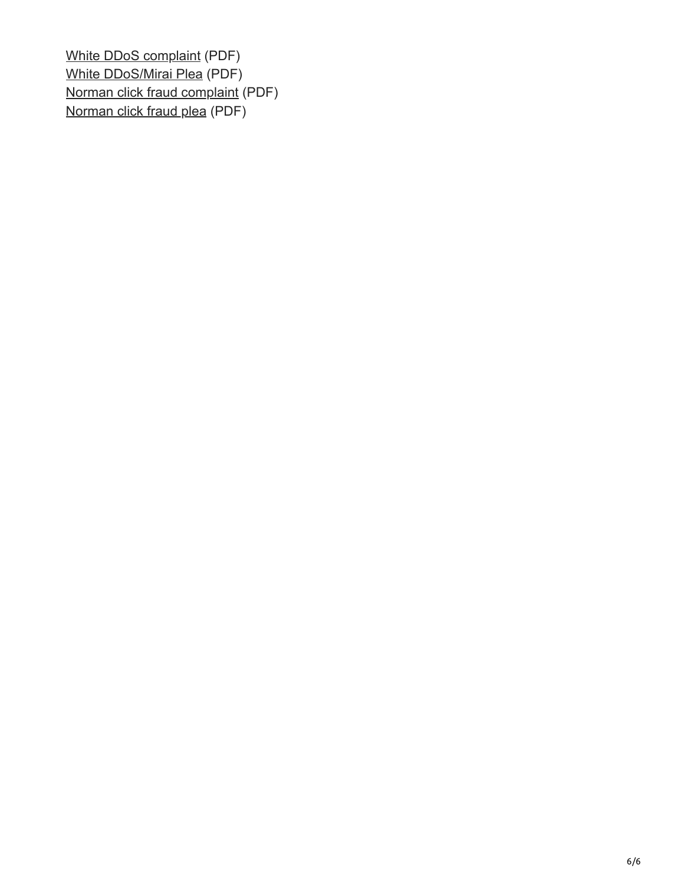White DDoS complaint (PDF)
White DDoS/Mirai Plea (PDF)
Norman click fraud complaint (PDF)
Norman click fraud plea (PDF)